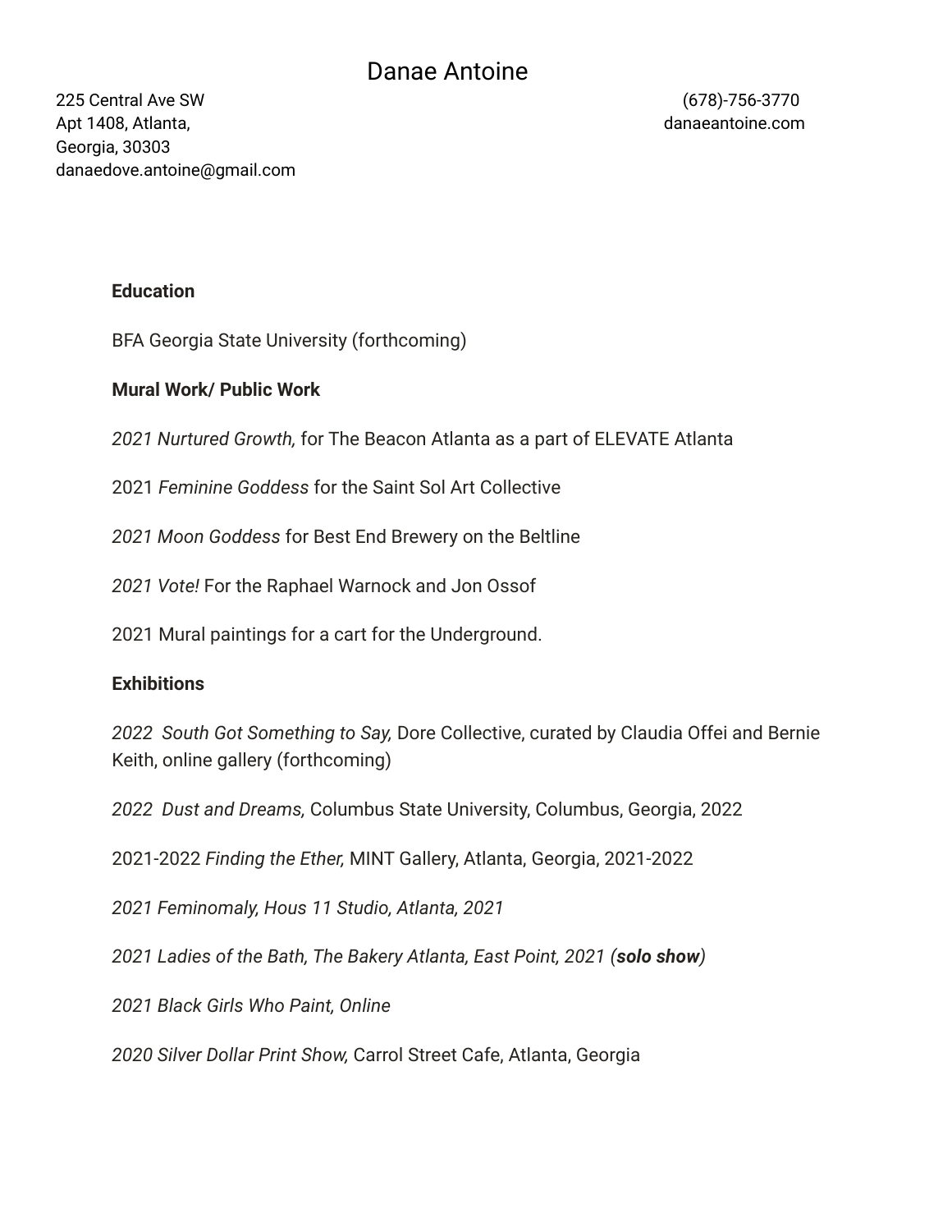# Danae Antoine

225 Central Ave SW
Apt 1408, Atlanta,
Georgia, 30303
danaedove.antoine@gmail.com

(678)-756-3770
danaeantoine.com

**Education**

BFA Georgia State University (forthcoming)

**Mural Work/ Public Work**

*2021 Nurtured Growth,* for The Beacon Atlanta as a part of ELEVATE Atlanta

2021 *Feminine Goddess* for the Saint Sol Art Collective

*2021 Moon Goddess* for Best End Brewery on the Beltline

*2021 Vote!* For the Raphael Warnock and Jon Ossof

2021 Mural paintings for a cart for the Underground.

**Exhibitions**

*2022 South Got Something to Say,* Dore Collective, curated by Claudia Offei and Bernie Keith, online gallery (forthcoming)

*2022 Dust and Dreams,* Columbus State University, Columbus, Georgia, 2022

2021-2022 *Finding the Ether,* MINT Gallery, Atlanta, Georgia, 2021-2022

*2021 Feminomaly, Hous 11 Studio, Atlanta, 2021*

*2021 Ladies of the Bath, The Bakery Atlanta, East Point, 2021 (**solo show**)*

*2021 Black Girls Who Paint, Online*

*2020 Silver Dollar Print Show,* Carrol Street Cafe, Atlanta, Georgia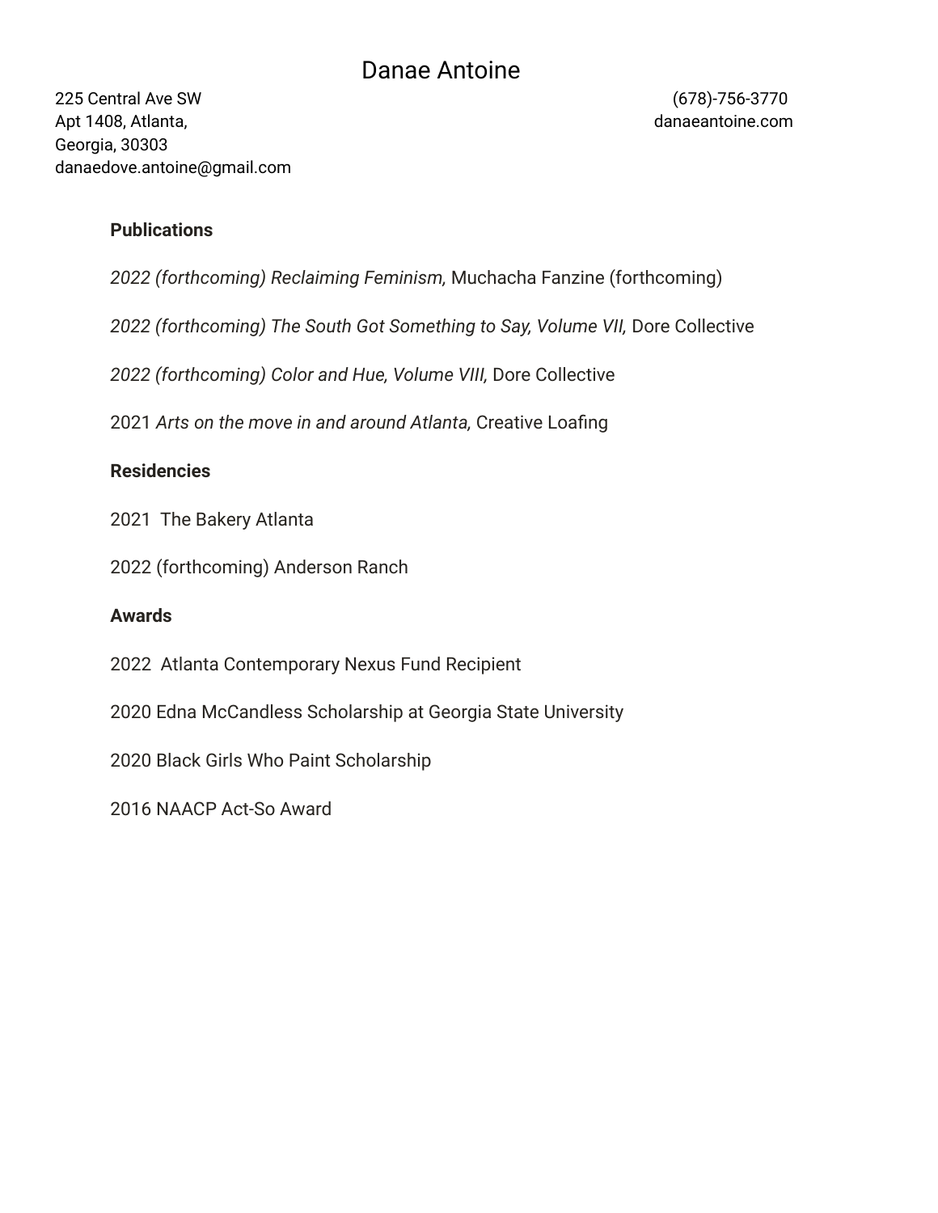# Danae Antoine

225 Central Ave SW
Apt 1408, Atlanta,
Georgia, 30303
danaedove.antoine@gmail.com

(678)-756-3770
danaeantoine.com

**Publications**

*2022 (forthcoming) Reclaiming Feminism,* Muchacha Fanzine (forthcoming)

*2022 (forthcoming) The South Got Something to Say, Volume VII,* Dore Collective

*2022 (forthcoming) Color and Hue, Volume VIII,* Dore Collective

2021 *Arts on the move in and around Atlanta,* Creative Loafing

**Residencies**

2021 The Bakery Atlanta

2022 (forthcoming) Anderson Ranch

**Awards**

2022 Atlanta Contemporary Nexus Fund Recipient

2020 Edna McCandless Scholarship at Georgia State University

2020 Black Girls Who Paint Scholarship

2016 NAACP Act-So Award